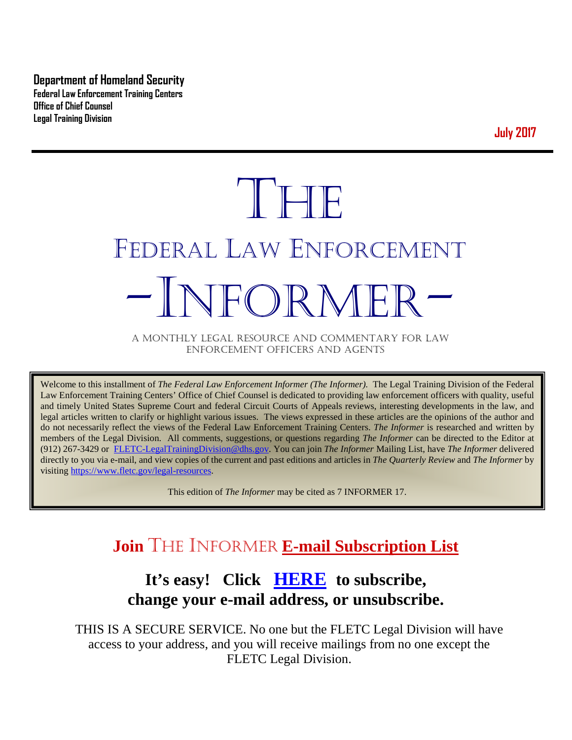**Department of Homeland Security**
**Federal Law Enforcement Training Centers**
**Office of Chief Counsel**
**Legal Training Division**

**July 2017**

---

# THE
# FEDERAL LAW ENFORCEMENT
# -INFORMER-

A MONTHLY LEGAL RESOURCE AND COMMENTARY FOR LAW ENFORCEMENT OFFICERS AND AGENTS

> Welcome to this installment of *The Federal Law Enforcement Informer (The Informer).* The Legal Training Division of the Federal Law Enforcement Training Centers' Office of Chief Counsel is dedicated to providing law enforcement officers with quality, useful and timely United States Supreme Court and federal Circuit Courts of Appeals reviews, interesting developments in the law, and legal articles written to clarify or highlight various issues. The views expressed in these articles are the opinions of the author and do not necessarily reflect the views of the Federal Law Enforcement Training Centers. *The Informer* is researched and written by members of the Legal Division. All comments, suggestions, or questions regarding *The Informer* can be directed to the Editor at (912) 267-3429 or FLETC-LegalTrainingDivision@dhs.gov. You can join *The Informer* Mailing List, have *The Informer* delivered directly to you via e-mail, and view copies of the current and past editions and articles in *The Quarterly Review* and *The Informer* by visiting https://www.fletc.gov/legal-resources.
>
> This edition of *The Informer* may be cited as 7 INFORMER 17.

## Join THE INFORMER **E-mail Subscription List**

### It's easy! Click **HERE** to subscribe, change your e-mail address, or unsubscribe.

THIS IS A SECURE SERVICE. No one but the FLETC Legal Division will have access to your address, and you will receive mailings from no one except the FLETC Legal Division.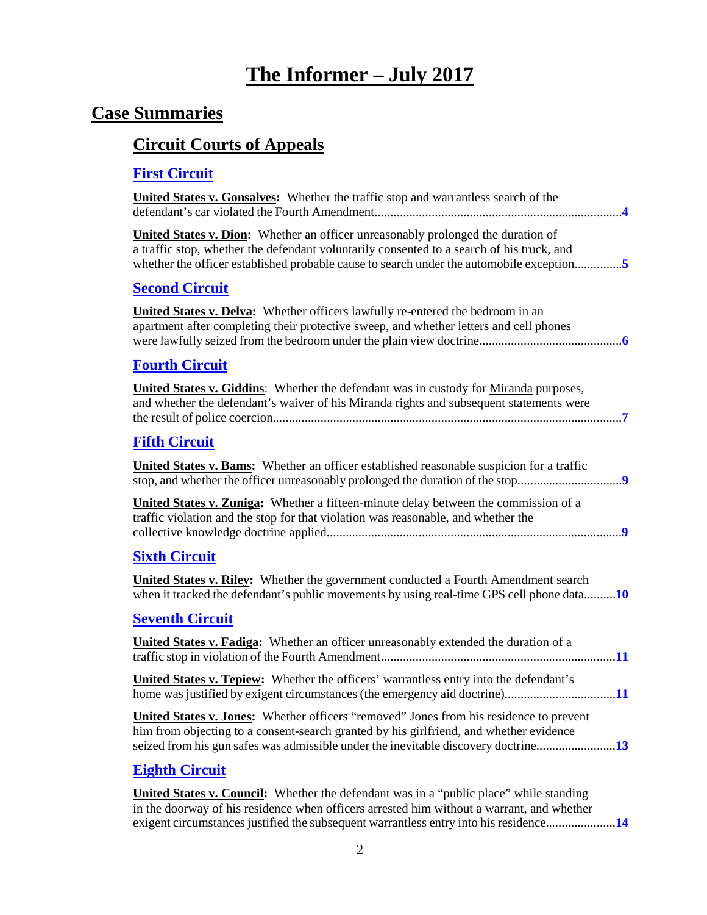# The Informer – July 2017

## Case Summaries

### Circuit Courts of Appeals

#### First Circuit

**United States v. Gonsalves:** Whether the traffic stop and warrantless search of the defendant's car violated the Fourth Amendment.....4

**United States v. Dion:** Whether an officer unreasonably prolonged the duration of a traffic stop, whether the defendant voluntarily consented to a search of his truck, and whether the officer established probable cause to search under the automobile exception.....5

#### Second Circuit

**United States v. Delva:** Whether officers lawfully re-entered the bedroom in an apartment after completing their protective sweep, and whether letters and cell phones were lawfully seized from the bedroom under the plain view doctrine.....6

#### Fourth Circuit

**United States v. Giddins**: Whether the defendant was in custody for Miranda purposes, and whether the defendant's waiver of his Miranda rights and subsequent statements were the result of police coercion.....7

#### Fifth Circuit

**United States v. Bams:** Whether an officer established reasonable suspicion for a traffic stop, and whether the officer unreasonably prolonged the duration of the stop.....9

**United States v. Zuniga:** Whether a fifteen-minute delay between the commission of a traffic violation and the stop for that violation was reasonable, and whether the collective knowledge doctrine applied.....9

#### Sixth Circuit

**United States v. Riley:** Whether the government conducted a Fourth Amendment search when it tracked the defendant's public movements by using real-time GPS cell phone data.....10

#### Seventh Circuit

**United States v. Fadiga:** Whether an officer unreasonably extended the duration of a traffic stop in violation of the Fourth Amendment.....11

**United States v. Tepiew:** Whether the officers' warrantless entry into the defendant's home was justified by exigent circumstances (the emergency aid doctrine).....11

**United States v. Jones:** Whether officers "removed" Jones from his residence to prevent him from objecting to a consent-search granted by his girlfriend, and whether evidence seized from his gun safes was admissible under the inevitable discovery doctrine.....13

#### Eighth Circuit

**United States v. Council:** Whether the defendant was in a "public place" while standing in the doorway of his residence when officers arrested him without a warrant, and whether exigent circumstances justified the subsequent warrantless entry into his residence.....14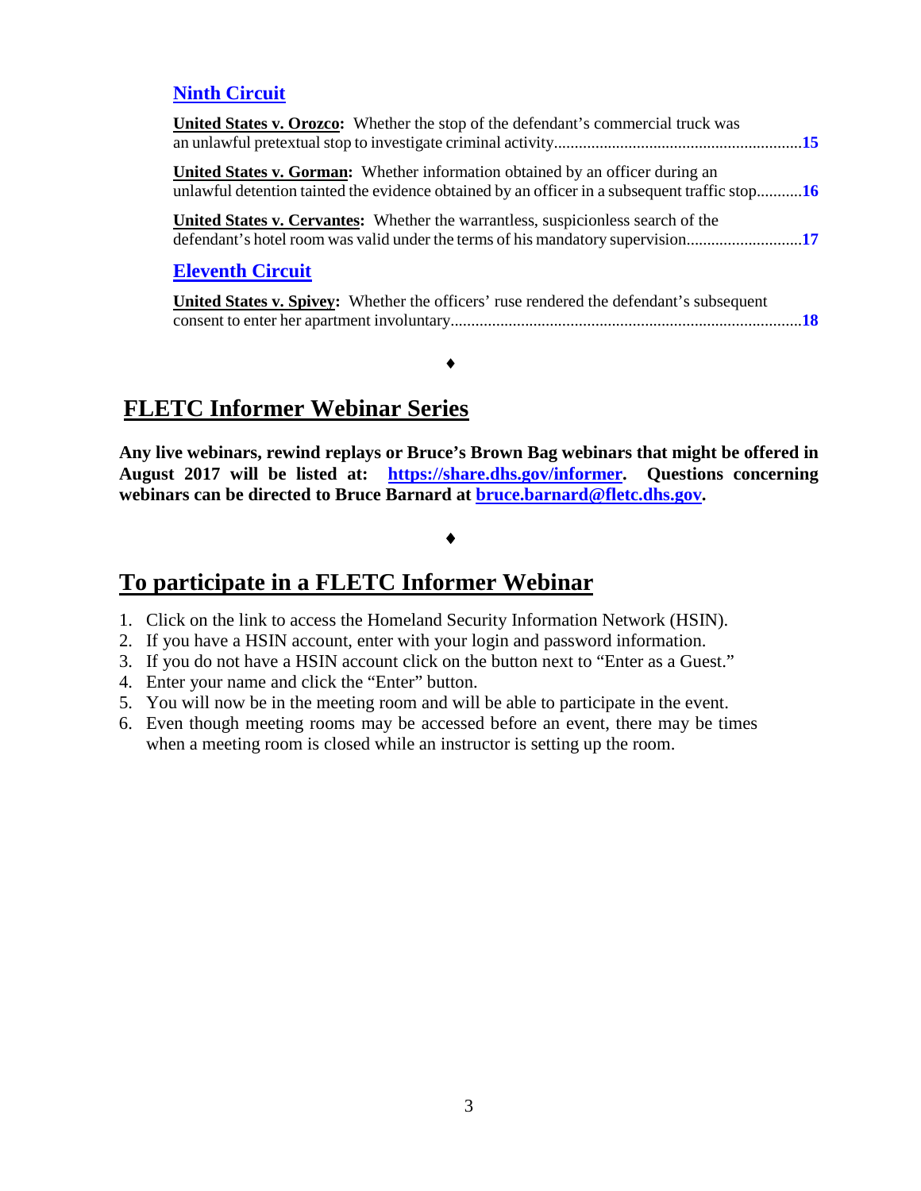### Ninth Circuit

**United States v. Orozco:** Whether the stop of the defendant's commercial truck was an unlawful pretextual stop to investigate criminal activity...........................................................**15**

**United States v. Gorman:** Whether information obtained by an officer during an unlawful detention tainted the evidence obtained by an officer in a subsequent traffic stop...........**16**

**United States v. Cervantes:** Whether the warrantless, suspicionless search of the defendant's hotel room was valid under the terms of his mandatory supervision...........................**17**

### Eleventh Circuit

**United States v. Spivey:** Whether the officers' ruse rendered the defendant's subsequent consent to enter her apartment involuntary....................................................................................**18**

♦

## FLETC Informer Webinar Series

**Any live webinars, rewind replays or Bruce's Brown Bag webinars that might be offered in August 2017 will be listed at: https://share.dhs.gov/informer. Questions concerning webinars can be directed to Bruce Barnard at bruce.barnard@fletc.dhs.gov.**

♦

## To participate in a FLETC Informer Webinar

1. Click on the link to access the Homeland Security Information Network (HSIN).
2. If you have a HSIN account, enter with your login and password information.
3. If you do not have a HSIN account click on the button next to "Enter as a Guest."
4. Enter your name and click the "Enter" button.
5. You will now be in the meeting room and will be able to participate in the event.
6. Even though meeting rooms may be accessed before an event, there may be times when a meeting room is closed while an instructor is setting up the room.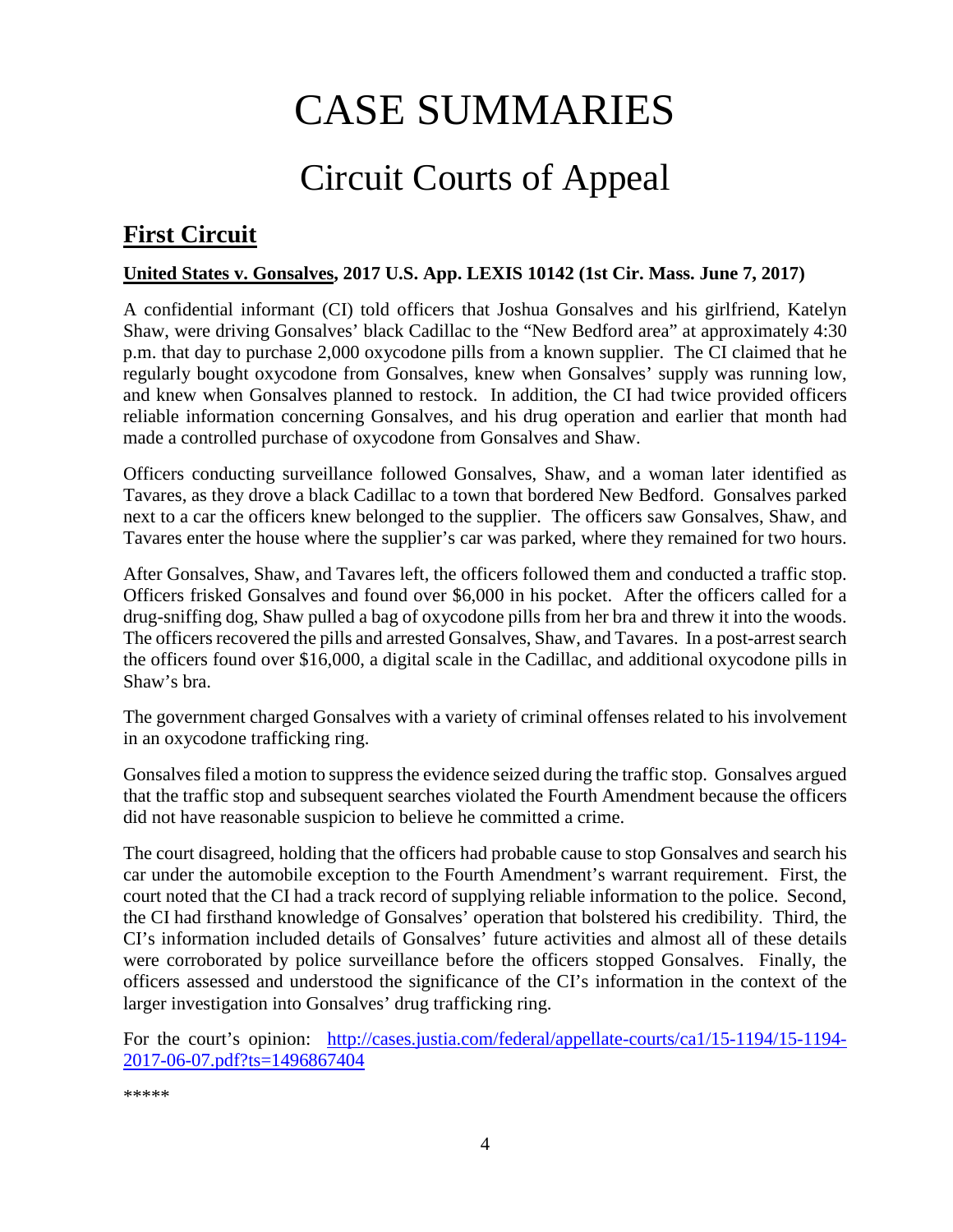# CASE SUMMARIES

## Circuit Courts of Appeal

### First Circuit

**United States v. Gonsalves, 2017 U.S. App. LEXIS 10142 (1st Cir. Mass. June 7, 2017)**

A confidential informant (CI) told officers that Joshua Gonsalves and his girlfriend, Katelyn Shaw, were driving Gonsalves' black Cadillac to the "New Bedford area" at approximately 4:30 p.m. that day to purchase 2,000 oxycodone pills from a known supplier. The CI claimed that he regularly bought oxycodone from Gonsalves, knew when Gonsalves' supply was running low, and knew when Gonsalves planned to restock. In addition, the CI had twice provided officers reliable information concerning Gonsalves, and his drug operation and earlier that month had made a controlled purchase of oxycodone from Gonsalves and Shaw.

Officers conducting surveillance followed Gonsalves, Shaw, and a woman later identified as Tavares, as they drove a black Cadillac to a town that bordered New Bedford. Gonsalves parked next to a car the officers knew belonged to the supplier. The officers saw Gonsalves, Shaw, and Tavares enter the house where the supplier's car was parked, where they remained for two hours.

After Gonsalves, Shaw, and Tavares left, the officers followed them and conducted a traffic stop. Officers frisked Gonsalves and found over $6,000 in his pocket. After the officers called for a drug-sniffing dog, Shaw pulled a bag of oxycodone pills from her bra and threw it into the woods. The officers recovered the pills and arrested Gonsalves, Shaw, and Tavares. In a post-arrest search the officers found over $16,000, a digital scale in the Cadillac, and additional oxycodone pills in Shaw's bra.

The government charged Gonsalves with a variety of criminal offenses related to his involvement in an oxycodone trafficking ring.

Gonsalves filed a motion to suppress the evidence seized during the traffic stop. Gonsalves argued that the traffic stop and subsequent searches violated the Fourth Amendment because the officers did not have reasonable suspicion to believe he committed a crime.

The court disagreed, holding that the officers had probable cause to stop Gonsalves and search his car under the automobile exception to the Fourth Amendment's warrant requirement. First, the court noted that the CI had a track record of supplying reliable information to the police. Second, the CI had firsthand knowledge of Gonsalves' operation that bolstered his credibility. Third, the CI's information included details of Gonsalves' future activities and almost all of these details were corroborated by police surveillance before the officers stopped Gonsalves. Finally, the officers assessed and understood the significance of the CI's information in the context of the larger investigation into Gonsalves' drug trafficking ring.

For the court's opinion: [http://cases.justia.com/federal/appellate-courts/ca1/15-1194/15-1194-2017-06-07.pdf?ts=1496867404](http://cases.justia.com/federal/appellate-courts/ca1/15-1194/15-1194-2017-06-07.pdf?ts=1496867404)

*****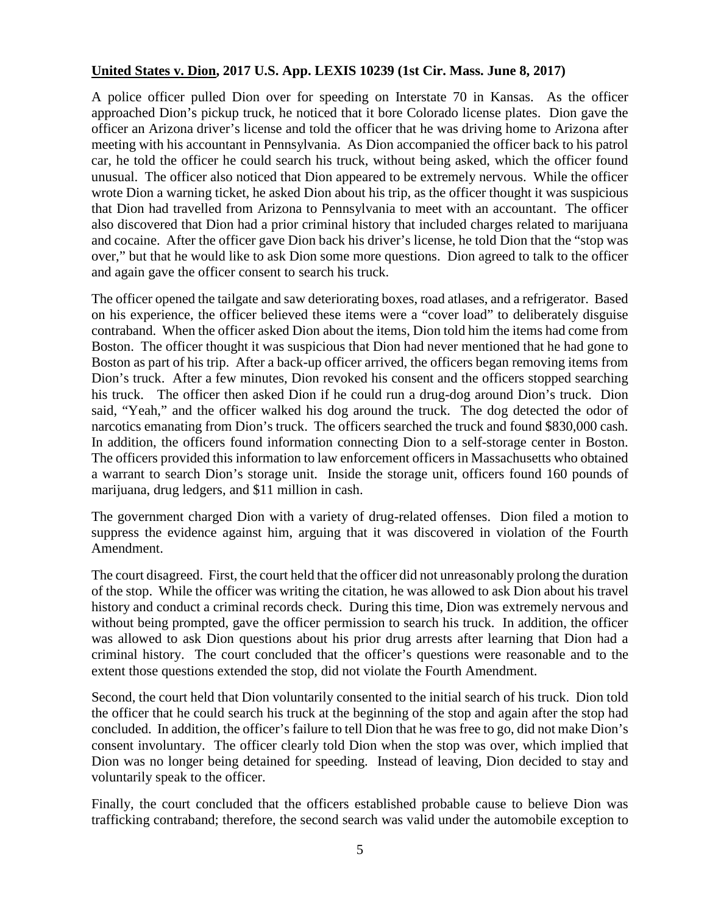**United States v. Dion, 2017 U.S. App. LEXIS 10239 (1st Cir. Mass. June 8, 2017)**

A police officer pulled Dion over for speeding on Interstate 70 in Kansas. As the officer approached Dion's pickup truck, he noticed that it bore Colorado license plates. Dion gave the officer an Arizona driver's license and told the officer that he was driving home to Arizona after meeting with his accountant in Pennsylvania. As Dion accompanied the officer back to his patrol car, he told the officer he could search his truck, without being asked, which the officer found unusual. The officer also noticed that Dion appeared to be extremely nervous. While the officer wrote Dion a warning ticket, he asked Dion about his trip, as the officer thought it was suspicious that Dion had travelled from Arizona to Pennsylvania to meet with an accountant. The officer also discovered that Dion had a prior criminal history that included charges related to marijuana and cocaine. After the officer gave Dion back his driver's license, he told Dion that the "stop was over," but that he would like to ask Dion some more questions. Dion agreed to talk to the officer and again gave the officer consent to search his truck.

The officer opened the tailgate and saw deteriorating boxes, road atlases, and a refrigerator. Based on his experience, the officer believed these items were a "cover load" to deliberately disguise contraband. When the officer asked Dion about the items, Dion told him the items had come from Boston. The officer thought it was suspicious that Dion had never mentioned that he had gone to Boston as part of his trip. After a back-up officer arrived, the officers began removing items from Dion's truck. After a few minutes, Dion revoked his consent and the officers stopped searching his truck. The officer then asked Dion if he could run a drug-dog around Dion's truck. Dion said, "Yeah," and the officer walked his dog around the truck. The dog detected the odor of narcotics emanating from Dion's truck. The officers searched the truck and found $830,000 cash. In addition, the officers found information connecting Dion to a self-storage center in Boston. The officers provided this information to law enforcement officers in Massachusetts who obtained a warrant to search Dion's storage unit. Inside the storage unit, officers found 160 pounds of marijuana, drug ledgers, and $11 million in cash.

The government charged Dion with a variety of drug-related offenses. Dion filed a motion to suppress the evidence against him, arguing that it was discovered in violation of the Fourth Amendment.

The court disagreed. First, the court held that the officer did not unreasonably prolong the duration of the stop. While the officer was writing the citation, he was allowed to ask Dion about his travel history and conduct a criminal records check. During this time, Dion was extremely nervous and without being prompted, gave the officer permission to search his truck. In addition, the officer was allowed to ask Dion questions about his prior drug arrests after learning that Dion had a criminal history. The court concluded that the officer's questions were reasonable and to the extent those questions extended the stop, did not violate the Fourth Amendment.

Second, the court held that Dion voluntarily consented to the initial search of his truck. Dion told the officer that he could search his truck at the beginning of the stop and again after the stop had concluded. In addition, the officer's failure to tell Dion that he was free to go, did not make Dion's consent involuntary. The officer clearly told Dion when the stop was over, which implied that Dion was no longer being detained for speeding. Instead of leaving, Dion decided to stay and voluntarily speak to the officer.

Finally, the court concluded that the officers established probable cause to believe Dion was trafficking contraband; therefore, the second search was valid under the automobile exception to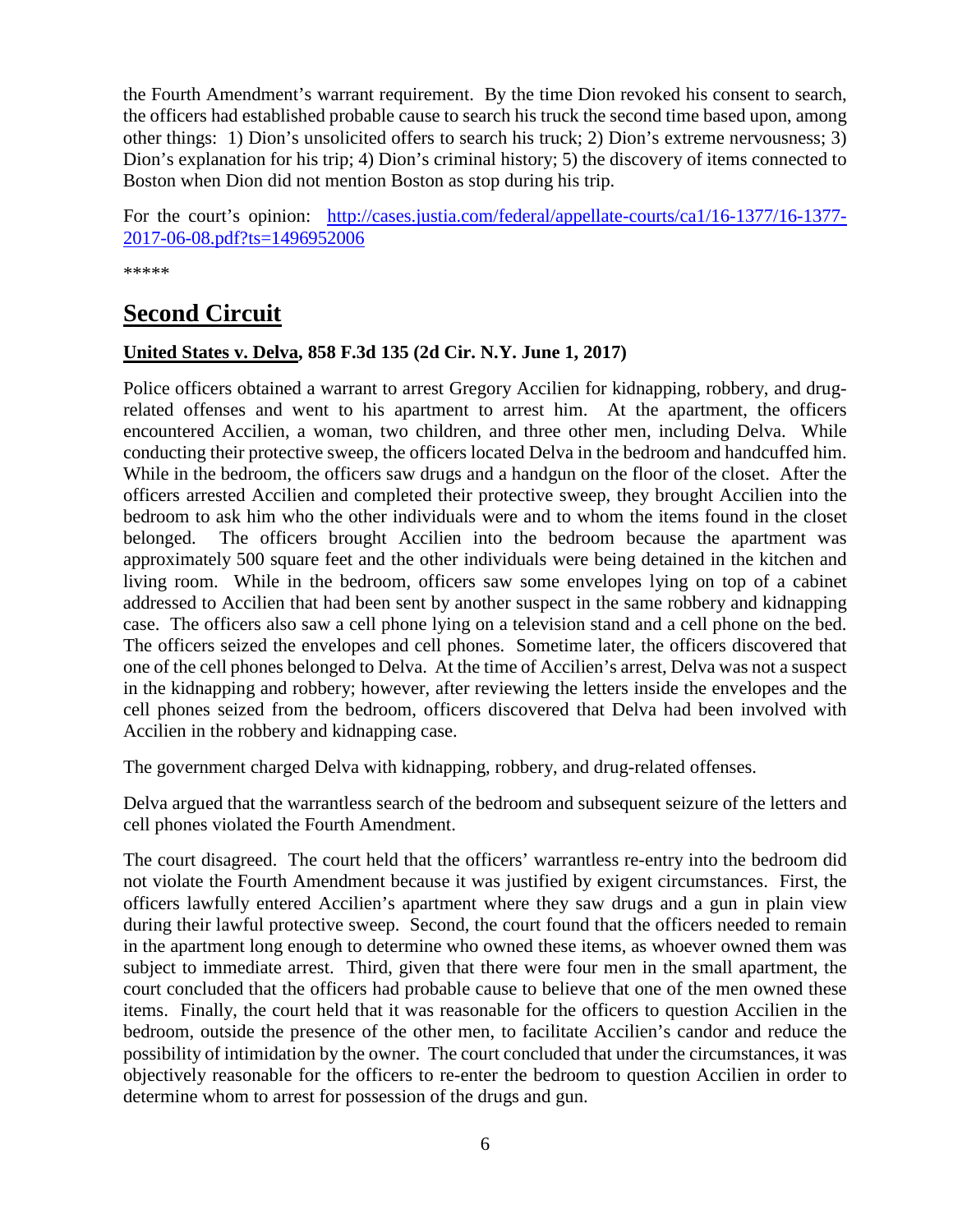the Fourth Amendment's warrant requirement. By the time Dion revoked his consent to search, the officers had established probable cause to search his truck the second time based upon, among other things: 1) Dion's unsolicited offers to search his truck; 2) Dion's extreme nervousness; 3) Dion's explanation for his trip; 4) Dion's criminal history; 5) the discovery of items connected to Boston when Dion did not mention Boston as stop during his trip.

For the court's opinion: [http://cases.justia.com/federal/appellate-courts/ca1/16-1377/16-1377-2017-06-08.pdf?ts=1496952006](http://cases.justia.com/federal/appellate-courts/ca1/16-1377/16-1377-2017-06-08.pdf?ts=1496952006)

*****

# Second Circuit

### United States v. Delva, 858 F.3d 135 (2d Cir. N.Y. June 1, 2017)

Police officers obtained a warrant to arrest Gregory Accilien for kidnapping, robbery, and drug-related offenses and went to his apartment to arrest him. At the apartment, the officers encountered Accilien, a woman, two children, and three other men, including Delva. While conducting their protective sweep, the officers located Delva in the bedroom and handcuffed him. While in the bedroom, the officers saw drugs and a handgun on the floor of the closet. After the officers arrested Accilien and completed their protective sweep, they brought Accilien into the bedroom to ask him who the other individuals were and to whom the items found in the closet belonged. The officers brought Accilien into the bedroom because the apartment was approximately 500 square feet and the other individuals were being detained in the kitchen and living room. While in the bedroom, officers saw some envelopes lying on top of a cabinet addressed to Accilien that had been sent by another suspect in the same robbery and kidnapping case. The officers also saw a cell phone lying on a television stand and a cell phone on the bed. The officers seized the envelopes and cell phones. Sometime later, the officers discovered that one of the cell phones belonged to Delva. At the time of Accilien's arrest, Delva was not a suspect in the kidnapping and robbery; however, after reviewing the letters inside the envelopes and the cell phones seized from the bedroom, officers discovered that Delva had been involved with Accilien in the robbery and kidnapping case.

The government charged Delva with kidnapping, robbery, and drug-related offenses.

Delva argued that the warrantless search of the bedroom and subsequent seizure of the letters and cell phones violated the Fourth Amendment.

The court disagreed. The court held that the officers' warrantless re-entry into the bedroom did not violate the Fourth Amendment because it was justified by exigent circumstances. First, the officers lawfully entered Accilien's apartment where they saw drugs and a gun in plain view during their lawful protective sweep. Second, the court found that the officers needed to remain in the apartment long enough to determine who owned these items, as whoever owned them was subject to immediate arrest. Third, given that there were four men in the small apartment, the court concluded that the officers had probable cause to believe that one of the men owned these items. Finally, the court held that it was reasonable for the officers to question Accilien in the bedroom, outside the presence of the other men, to facilitate Accilien's candor and reduce the possibility of intimidation by the owner. The court concluded that under the circumstances, it was objectively reasonable for the officers to re-enter the bedroom to question Accilien in order to determine whom to arrest for possession of the drugs and gun.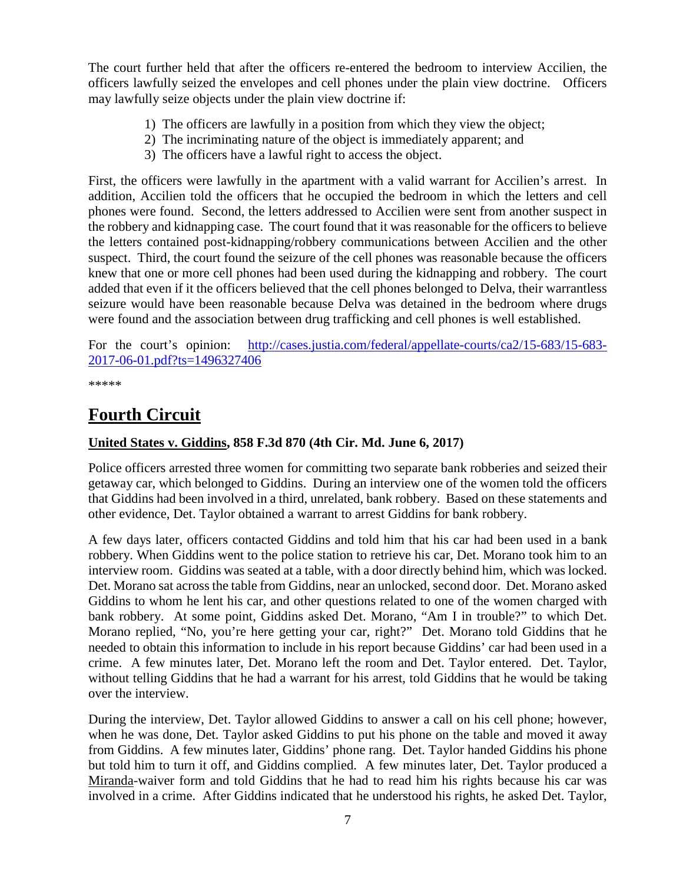The court further held that after the officers re-entered the bedroom to interview Accilien, the officers lawfully seized the envelopes and cell phones under the plain view doctrine. Officers may lawfully seize objects under the plain view doctrine if:

1) The officers are lawfully in a position from which they view the object;
2) The incriminating nature of the object is immediately apparent; and
3) The officers have a lawful right to access the object.

First, the officers were lawfully in the apartment with a valid warrant for Accilien's arrest. In addition, Accilien told the officers that he occupied the bedroom in which the letters and cell phones were found. Second, the letters addressed to Accilien were sent from another suspect in the robbery and kidnapping case. The court found that it was reasonable for the officers to believe the letters contained post-kidnapping/robbery communications between Accilien and the other suspect. Third, the court found the seizure of the cell phones was reasonable because the officers knew that one or more cell phones had been used during the kidnapping and robbery. The court added that even if it the officers believed that the cell phones belonged to Delva, their warrantless seizure would have been reasonable because Delva was detained in the bedroom where drugs were found and the association between drug trafficking and cell phones is well established.

For the court's opinion: [http://cases.justia.com/federal/appellate-courts/ca2/15-683/15-683-2017-06-01.pdf?ts=1496327406](http://cases.justia.com/federal/appellate-courts/ca2/15-683/15-683-2017-06-01.pdf?ts=1496327406)

*****

# Fourth Circuit

### United States v. Giddins, 858 F.3d 870 (4th Cir. Md. June 6, 2017)

Police officers arrested three women for committing two separate bank robberies and seized their getaway car, which belonged to Giddins. During an interview one of the women told the officers that Giddins had been involved in a third, unrelated, bank robbery. Based on these statements and other evidence, Det. Taylor obtained a warrant to arrest Giddins for bank robbery.

A few days later, officers contacted Giddins and told him that his car had been used in a bank robbery. When Giddins went to the police station to retrieve his car, Det. Morano took him to an interview room. Giddins was seated at a table, with a door directly behind him, which was locked. Det. Morano sat across the table from Giddins, near an unlocked, second door. Det. Morano asked Giddins to whom he lent his car, and other questions related to one of the women charged with bank robbery. At some point, Giddins asked Det. Morano, "Am I in trouble?" to which Det. Morano replied, "No, you're here getting your car, right?" Det. Morano told Giddins that he needed to obtain this information to include in his report because Giddins' car had been used in a crime. A few minutes later, Det. Morano left the room and Det. Taylor entered. Det. Taylor, without telling Giddins that he had a warrant for his arrest, told Giddins that he would be taking over the interview.

During the interview, Det. Taylor allowed Giddins to answer a call on his cell phone; however, when he was done, Det. Taylor asked Giddins to put his phone on the table and moved it away from Giddins. A few minutes later, Giddins' phone rang. Det. Taylor handed Giddins his phone but told him to turn it off, and Giddins complied. A few minutes later, Det. Taylor produced a Miranda-waiver form and told Giddins that he had to read him his rights because his car was involved in a crime. After Giddins indicated that he understood his rights, he asked Det. Taylor,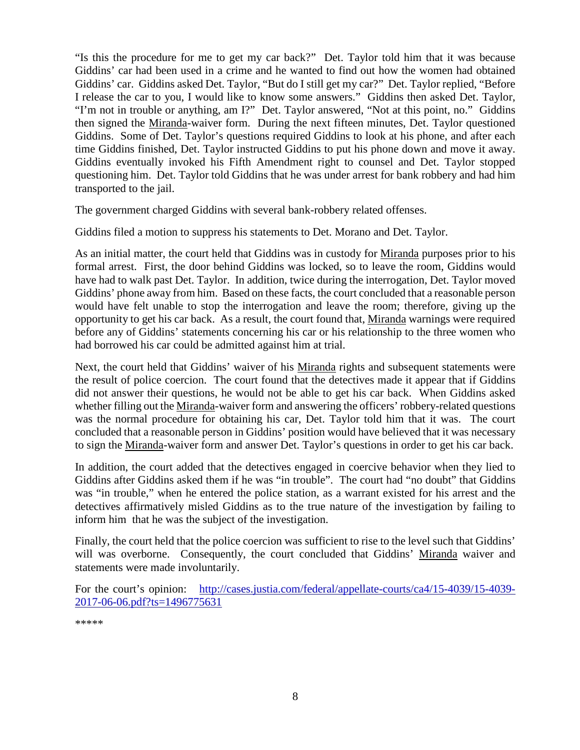"Is this the procedure for me to get my car back?" Det. Taylor told him that it was because Giddins' car had been used in a crime and he wanted to find out how the women had obtained Giddins' car. Giddins asked Det. Taylor, "But do I still get my car?" Det. Taylor replied, "Before I release the car to you, I would like to know some answers." Giddins then asked Det. Taylor, "I'm not in trouble or anything, am I?" Det. Taylor answered, "Not at this point, no." Giddins then signed the Miranda-waiver form. During the next fifteen minutes, Det. Taylor questioned Giddins. Some of Det. Taylor's questions required Giddins to look at his phone, and after each time Giddins finished, Det. Taylor instructed Giddins to put his phone down and move it away. Giddins eventually invoked his Fifth Amendment right to counsel and Det. Taylor stopped questioning him. Det. Taylor told Giddins that he was under arrest for bank robbery and had him transported to the jail.

The government charged Giddins with several bank-robbery related offenses.

Giddins filed a motion to suppress his statements to Det. Morano and Det. Taylor.

As an initial matter, the court held that Giddins was in custody for Miranda purposes prior to his formal arrest. First, the door behind Giddins was locked, so to leave the room, Giddins would have had to walk past Det. Taylor. In addition, twice during the interrogation, Det. Taylor moved Giddins' phone away from him. Based on these facts, the court concluded that a reasonable person would have felt unable to stop the interrogation and leave the room; therefore, giving up the opportunity to get his car back. As a result, the court found that, Miranda warnings were required before any of Giddins' statements concerning his car or his relationship to the three women who had borrowed his car could be admitted against him at trial.

Next, the court held that Giddins' waiver of his Miranda rights and subsequent statements were the result of police coercion. The court found that the detectives made it appear that if Giddins did not answer their questions, he would not be able to get his car back. When Giddins asked whether filling out the Miranda-waiver form and answering the officers' robbery-related questions was the normal procedure for obtaining his car, Det. Taylor told him that it was. The court concluded that a reasonable person in Giddins' position would have believed that it was necessary to sign the Miranda-waiver form and answer Det. Taylor's questions in order to get his car back.

In addition, the court added that the detectives engaged in coercive behavior when they lied to Giddins after Giddins asked them if he was "in trouble". The court had "no doubt" that Giddins was "in trouble," when he entered the police station, as a warrant existed for his arrest and the detectives affirmatively misled Giddins as to the true nature of the investigation by failing to inform him that he was the subject of the investigation.

Finally, the court held that the police coercion was sufficient to rise to the level such that Giddins' will was overborne. Consequently, the court concluded that Giddins' Miranda waiver and statements were made involuntarily.

For the court's opinion: http://cases.justia.com/federal/appellate-courts/ca4/15-4039/15-4039-2017-06-06.pdf?ts=1496775631

*****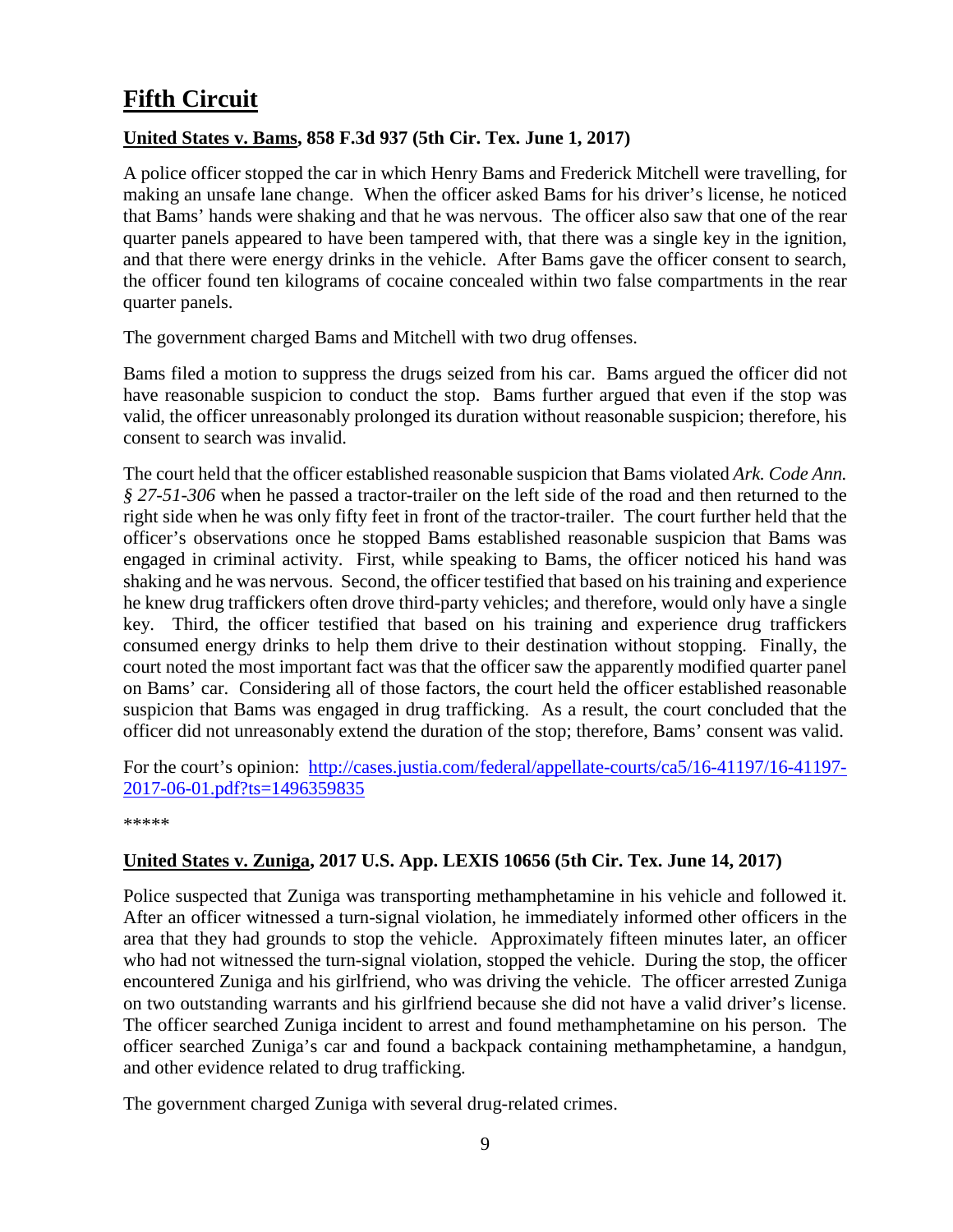# Fifth Circuit

## United States v. Bams, 858 F.3d 937 (5th Cir. Tex. June 1, 2017)

A police officer stopped the car in which Henry Bams and Frederick Mitchell were travelling, for making an unsafe lane change. When the officer asked Bams for his driver's license, he noticed that Bams' hands were shaking and that he was nervous. The officer also saw that one of the rear quarter panels appeared to have been tampered with, that there was a single key in the ignition, and that there were energy drinks in the vehicle. After Bams gave the officer consent to search, the officer found ten kilograms of cocaine concealed within two false compartments in the rear quarter panels.

The government charged Bams and Mitchell with two drug offenses.

Bams filed a motion to suppress the drugs seized from his car. Bams argued the officer did not have reasonable suspicion to conduct the stop. Bams further argued that even if the stop was valid, the officer unreasonably prolonged its duration without reasonable suspicion; therefore, his consent to search was invalid.

The court held that the officer established reasonable suspicion that Bams violated *Ark. Code Ann. § 27-51-306* when he passed a tractor-trailer on the left side of the road and then returned to the right side when he was only fifty feet in front of the tractor-trailer. The court further held that the officer's observations once he stopped Bams established reasonable suspicion that Bams was engaged in criminal activity. First, while speaking to Bams, the officer noticed his hand was shaking and he was nervous. Second, the officer testified that based on his training and experience he knew drug traffickers often drove third-party vehicles; and therefore, would only have a single key. Third, the officer testified that based on his training and experience drug traffickers consumed energy drinks to help them drive to their destination without stopping. Finally, the court noted the most important fact was that the officer saw the apparently modified quarter panel on Bams' car. Considering all of those factors, the court held the officer established reasonable suspicion that Bams was engaged in drug trafficking. As a result, the court concluded that the officer did not unreasonably extend the duration of the stop; therefore, Bams' consent was valid.

For the court's opinion: [http://cases.justia.com/federal/appellate-courts/ca5/16-41197/16-41197-2017-06-01.pdf?ts=1496359835](http://cases.justia.com/federal/appellate-courts/ca5/16-41197/16-41197-2017-06-01.pdf?ts=1496359835)

*****

## United States v. Zuniga, 2017 U.S. App. LEXIS 10656 (5th Cir. Tex. June 14, 2017)

Police suspected that Zuniga was transporting methamphetamine in his vehicle and followed it. After an officer witnessed a turn-signal violation, he immediately informed other officers in the area that they had grounds to stop the vehicle. Approximately fifteen minutes later, an officer who had not witnessed the turn-signal violation, stopped the vehicle. During the stop, the officer encountered Zuniga and his girlfriend, who was driving the vehicle. The officer arrested Zuniga on two outstanding warrants and his girlfriend because she did not have a valid driver's license. The officer searched Zuniga incident to arrest and found methamphetamine on his person. The officer searched Zuniga's car and found a backpack containing methamphetamine, a handgun, and other evidence related to drug trafficking.

The government charged Zuniga with several drug-related crimes.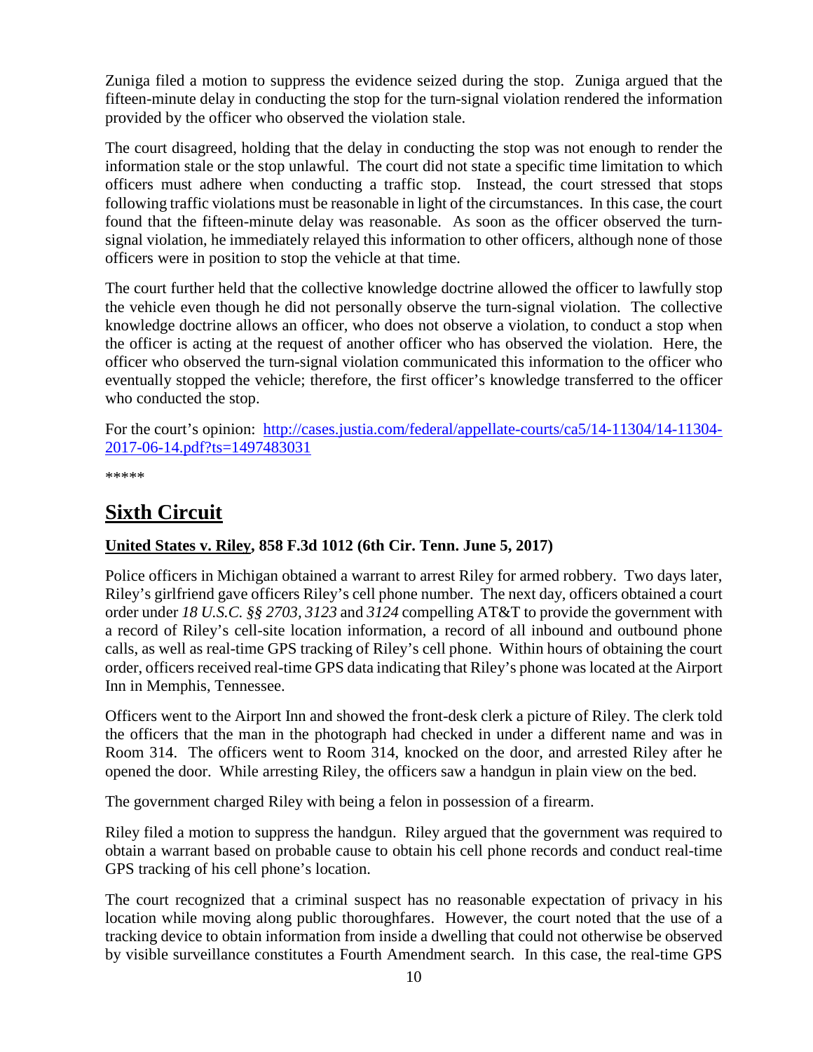Zuniga filed a motion to suppress the evidence seized during the stop. Zuniga argued that the fifteen-minute delay in conducting the stop for the turn-signal violation rendered the information provided by the officer who observed the violation stale.

The court disagreed, holding that the delay in conducting the stop was not enough to render the information stale or the stop unlawful. The court did not state a specific time limitation to which officers must adhere when conducting a traffic stop. Instead, the court stressed that stops following traffic violations must be reasonable in light of the circumstances. In this case, the court found that the fifteen-minute delay was reasonable. As soon as the officer observed the turn-signal violation, he immediately relayed this information to other officers, although none of those officers were in position to stop the vehicle at that time.

The court further held that the collective knowledge doctrine allowed the officer to lawfully stop the vehicle even though he did not personally observe the turn-signal violation. The collective knowledge doctrine allows an officer, who does not observe a violation, to conduct a stop when the officer is acting at the request of another officer who has observed the violation. Here, the officer who observed the turn-signal violation communicated this information to the officer who eventually stopped the vehicle; therefore, the first officer's knowledge transferred to the officer who conducted the stop.

For the court's opinion: [http://cases.justia.com/federal/appellate-courts/ca5/14-11304/14-11304-2017-06-14.pdf?ts=1497483031](http://cases.justia.com/federal/appellate-courts/ca5/14-11304/14-11304-2017-06-14.pdf?ts=1497483031)

*****

## Sixth Circuit

### United States v. Riley, 858 F.3d 1012 (6th Cir. Tenn. June 5, 2017)

Police officers in Michigan obtained a warrant to arrest Riley for armed robbery. Two days later, Riley's girlfriend gave officers Riley's cell phone number. The next day, officers obtained a court order under *18 U.S.C. §§ 2703, 3123* and *3124* compelling AT&T to provide the government with a record of Riley's cell-site location information, a record of all inbound and outbound phone calls, as well as real-time GPS tracking of Riley's cell phone. Within hours of obtaining the court order, officers received real-time GPS data indicating that Riley's phone was located at the Airport Inn in Memphis, Tennessee.

Officers went to the Airport Inn and showed the front-desk clerk a picture of Riley. The clerk told the officers that the man in the photograph had checked in under a different name and was in Room 314. The officers went to Room 314, knocked on the door, and arrested Riley after he opened the door. While arresting Riley, the officers saw a handgun in plain view on the bed.

The government charged Riley with being a felon in possession of a firearm.

Riley filed a motion to suppress the handgun. Riley argued that the government was required to obtain a warrant based on probable cause to obtain his cell phone records and conduct real-time GPS tracking of his cell phone's location.

The court recognized that a criminal suspect has no reasonable expectation of privacy in his location while moving along public thoroughfares. However, the court noted that the use of a tracking device to obtain information from inside a dwelling that could not otherwise be observed by visible surveillance constitutes a Fourth Amendment search. In this case, the real-time GPS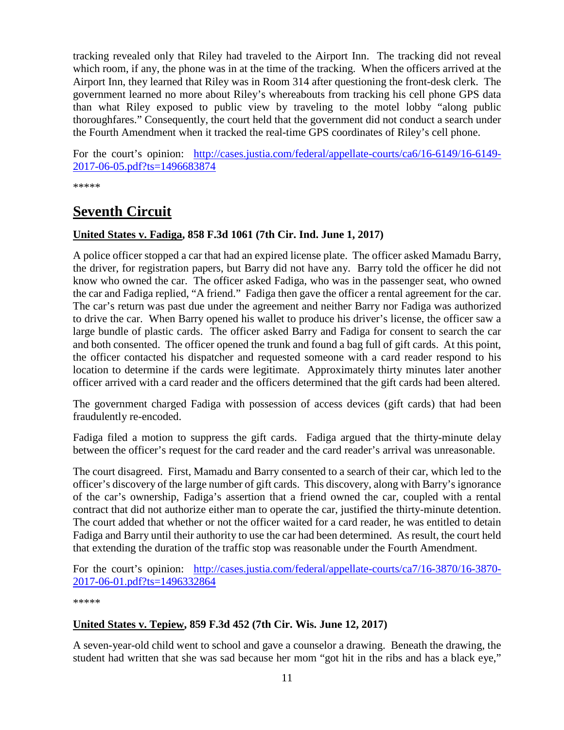tracking revealed only that Riley had traveled to the Airport Inn. The tracking did not reveal which room, if any, the phone was in at the time of the tracking. When the officers arrived at the Airport Inn, they learned that Riley was in Room 314 after questioning the front-desk clerk. The government learned no more about Riley's whereabouts from tracking his cell phone GPS data than what Riley exposed to public view by traveling to the motel lobby "along public thoroughfares." Consequently, the court held that the government did not conduct a search under the Fourth Amendment when it tracked the real-time GPS coordinates of Riley's cell phone.

For the court's opinion: [http://cases.justia.com/federal/appellate-courts/ca6/16-6149/16-6149-2017-06-05.pdf?ts=1496683874](http://cases.justia.com/federal/appellate-courts/ca6/16-6149/16-6149-2017-06-05.pdf?ts=1496683874)

*****

## Seventh Circuit

**United States v. Fadiga, 858 F.3d 1061 (7th Cir. Ind. June 1, 2017)**

A police officer stopped a car that had an expired license plate. The officer asked Mamadu Barry, the driver, for registration papers, but Barry did not have any. Barry told the officer he did not know who owned the car. The officer asked Fadiga, who was in the passenger seat, who owned the car and Fadiga replied, "A friend." Fadiga then gave the officer a rental agreement for the car. The car's return was past due under the agreement and neither Barry nor Fadiga was authorized to drive the car. When Barry opened his wallet to produce his driver's license, the officer saw a large bundle of plastic cards. The officer asked Barry and Fadiga for consent to search the car and both consented. The officer opened the trunk and found a bag full of gift cards. At this point, the officer contacted his dispatcher and requested someone with a card reader respond to his location to determine if the cards were legitimate. Approximately thirty minutes later another officer arrived with a card reader and the officers determined that the gift cards had been altered.

The government charged Fadiga with possession of access devices (gift cards) that had been fraudulently re-encoded.

Fadiga filed a motion to suppress the gift cards. Fadiga argued that the thirty-minute delay between the officer's request for the card reader and the card reader's arrival was unreasonable.

The court disagreed. First, Mamadu and Barry consented to a search of their car, which led to the officer's discovery of the large number of gift cards. This discovery, along with Barry's ignorance of the car's ownership, Fadiga's assertion that a friend owned the car, coupled with a rental contract that did not authorize either man to operate the car, justified the thirty-minute detention. The court added that whether or not the officer waited for a card reader, he was entitled to detain Fadiga and Barry until their authority to use the car had been determined. As result, the court held that extending the duration of the traffic stop was reasonable under the Fourth Amendment.

For the court's opinion: [http://cases.justia.com/federal/appellate-courts/ca7/16-3870/16-3870-2017-06-01.pdf?ts=1496332864](http://cases.justia.com/federal/appellate-courts/ca7/16-3870/16-3870-2017-06-01.pdf?ts=1496332864)

*****

**United States v. Tepiew, 859 F.3d 452 (7th Cir. Wis. June 12, 2017)**

A seven-year-old child went to school and gave a counselor a drawing. Beneath the drawing, the student had written that she was sad because her mom "got hit in the ribs and has a black eye,"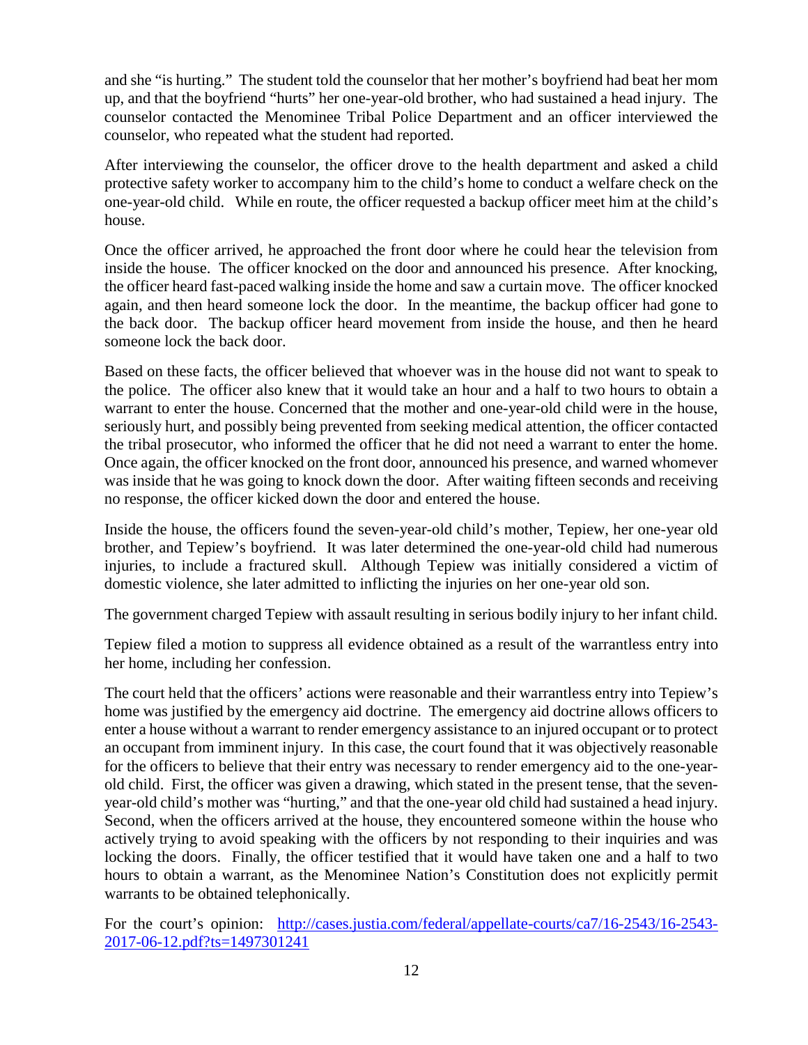and she "is hurting." The student told the counselor that her mother's boyfriend had beat her mom up, and that the boyfriend "hurts" her one-year-old brother, who had sustained a head injury. The counselor contacted the Menominee Tribal Police Department and an officer interviewed the counselor, who repeated what the student had reported.

After interviewing the counselor, the officer drove to the health department and asked a child protective safety worker to accompany him to the child's home to conduct a welfare check on the one-year-old child. While en route, the officer requested a backup officer meet him at the child's house.

Once the officer arrived, he approached the front door where he could hear the television from inside the house. The officer knocked on the door and announced his presence. After knocking, the officer heard fast-paced walking inside the home and saw a curtain move. The officer knocked again, and then heard someone lock the door. In the meantime, the backup officer had gone to the back door. The backup officer heard movement from inside the house, and then he heard someone lock the back door.

Based on these facts, the officer believed that whoever was in the house did not want to speak to the police. The officer also knew that it would take an hour and a half to two hours to obtain a warrant to enter the house. Concerned that the mother and one-year-old child were in the house, seriously hurt, and possibly being prevented from seeking medical attention, the officer contacted the tribal prosecutor, who informed the officer that he did not need a warrant to enter the home. Once again, the officer knocked on the front door, announced his presence, and warned whomever was inside that he was going to knock down the door. After waiting fifteen seconds and receiving no response, the officer kicked down the door and entered the house.

Inside the house, the officers found the seven-year-old child's mother, Tepiew, her one-year old brother, and Tepiew's boyfriend. It was later determined the one-year-old child had numerous injuries, to include a fractured skull. Although Tepiew was initially considered a victim of domestic violence, she later admitted to inflicting the injuries on her one-year old son.

The government charged Tepiew with assault resulting in serious bodily injury to her infant child.

Tepiew filed a motion to suppress all evidence obtained as a result of the warrantless entry into her home, including her confession.

The court held that the officers' actions were reasonable and their warrantless entry into Tepiew's home was justified by the emergency aid doctrine. The emergency aid doctrine allows officers to enter a house without a warrant to render emergency assistance to an injured occupant or to protect an occupant from imminent injury. In this case, the court found that it was objectively reasonable for the officers to believe that their entry was necessary to render emergency aid to the one-year-old child. First, the officer was given a drawing, which stated in the present tense, that the seven-year-old child's mother was "hurting," and that the one-year old child had sustained a head injury. Second, when the officers arrived at the house, they encountered someone within the house who actively trying to avoid speaking with the officers by not responding to their inquiries and was locking the doors. Finally, the officer testified that it would have taken one and a half to two hours to obtain a warrant, as the Menominee Nation's Constitution does not explicitly permit warrants to be obtained telephonically.

For the court's opinion: [http://cases.justia.com/federal/appellate-courts/ca7/16-2543/16-2543-2017-06-12.pdf?ts=1497301241](http://cases.justia.com/federal/appellate-courts/ca7/16-2543/16-2543-2017-06-12.pdf?ts=1497301241)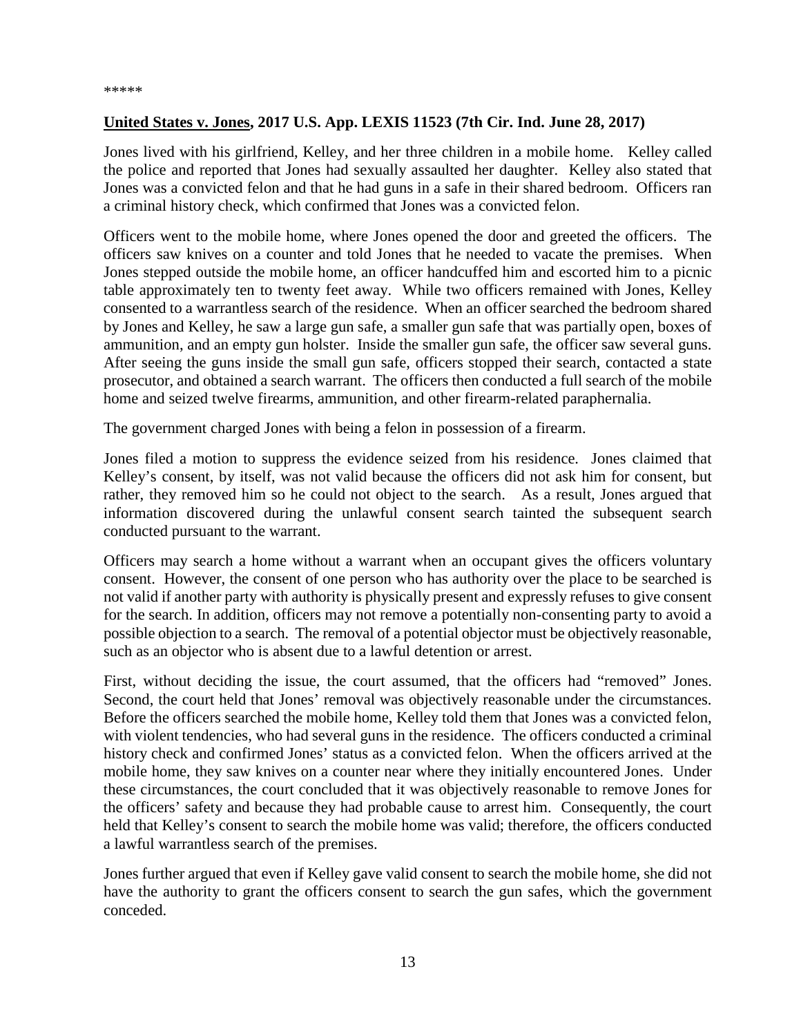*****

**United States v. Jones, 2017 U.S. App. LEXIS 11523 (7th Cir. Ind. June 28, 2017)**

Jones lived with his girlfriend, Kelley, and her three children in a mobile home. Kelley called the police and reported that Jones had sexually assaulted her daughter. Kelley also stated that Jones was a convicted felon and that he had guns in a safe in their shared bedroom. Officers ran a criminal history check, which confirmed that Jones was a convicted felon.

Officers went to the mobile home, where Jones opened the door and greeted the officers. The officers saw knives on a counter and told Jones that he needed to vacate the premises. When Jones stepped outside the mobile home, an officer handcuffed him and escorted him to a picnic table approximately ten to twenty feet away. While two officers remained with Jones, Kelley consented to a warrantless search of the residence. When an officer searched the bedroom shared by Jones and Kelley, he saw a large gun safe, a smaller gun safe that was partially open, boxes of ammunition, and an empty gun holster. Inside the smaller gun safe, the officer saw several guns. After seeing the guns inside the small gun safe, officers stopped their search, contacted a state prosecutor, and obtained a search warrant. The officers then conducted a full search of the mobile home and seized twelve firearms, ammunition, and other firearm-related paraphernalia.

The government charged Jones with being a felon in possession of a firearm.

Jones filed a motion to suppress the evidence seized from his residence. Jones claimed that Kelley's consent, by itself, was not valid because the officers did not ask him for consent, but rather, they removed him so he could not object to the search. As a result, Jones argued that information discovered during the unlawful consent search tainted the subsequent search conducted pursuant to the warrant.

Officers may search a home without a warrant when an occupant gives the officers voluntary consent. However, the consent of one person who has authority over the place to be searched is not valid if another party with authority is physically present and expressly refuses to give consent for the search. In addition, officers may not remove a potentially non-consenting party to avoid a possible objection to a search. The removal of a potential objector must be objectively reasonable, such as an objector who is absent due to a lawful detention or arrest.

First, without deciding the issue, the court assumed, that the officers had "removed" Jones. Second, the court held that Jones' removal was objectively reasonable under the circumstances. Before the officers searched the mobile home, Kelley told them that Jones was a convicted felon, with violent tendencies, who had several guns in the residence. The officers conducted a criminal history check and confirmed Jones' status as a convicted felon. When the officers arrived at the mobile home, they saw knives on a counter near where they initially encountered Jones. Under these circumstances, the court concluded that it was objectively reasonable to remove Jones for the officers' safety and because they had probable cause to arrest him. Consequently, the court held that Kelley's consent to search the mobile home was valid; therefore, the officers conducted a lawful warrantless search of the premises.

Jones further argued that even if Kelley gave valid consent to search the mobile home, she did not have the authority to grant the officers consent to search the gun safes, which the government conceded.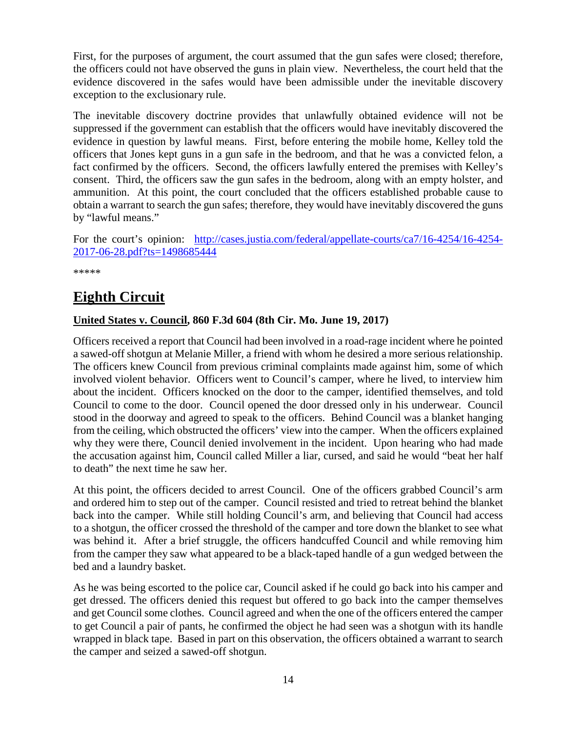First, for the purposes of argument, the court assumed that the gun safes were closed; therefore, the officers could not have observed the guns in plain view. Nevertheless, the court held that the evidence discovered in the safes would have been admissible under the inevitable discovery exception to the exclusionary rule.

The inevitable discovery doctrine provides that unlawfully obtained evidence will not be suppressed if the government can establish that the officers would have inevitably discovered the evidence in question by lawful means. First, before entering the mobile home, Kelley told the officers that Jones kept guns in a gun safe in the bedroom, and that he was a convicted felon, a fact confirmed by the officers. Second, the officers lawfully entered the premises with Kelley's consent. Third, the officers saw the gun safes in the bedroom, along with an empty holster, and ammunition. At this point, the court concluded that the officers established probable cause to obtain a warrant to search the gun safes; therefore, they would have inevitably discovered the guns by "lawful means."

For the court's opinion: [http://cases.justia.com/federal/appellate-courts/ca7/16-4254/16-4254-2017-06-28.pdf?ts=1498685444](http://cases.justia.com/federal/appellate-courts/ca7/16-4254/16-4254-2017-06-28.pdf?ts=1498685444)

*****

# Eighth Circuit

### United States v. Council, 860 F.3d 604 (8th Cir. Mo. June 19, 2017)

Officers received a report that Council had been involved in a road-rage incident where he pointed a sawed-off shotgun at Melanie Miller, a friend with whom he desired a more serious relationship. The officers knew Council from previous criminal complaints made against him, some of which involved violent behavior. Officers went to Council's camper, where he lived, to interview him about the incident. Officers knocked on the door to the camper, identified themselves, and told Council to come to the door. Council opened the door dressed only in his underwear. Council stood in the doorway and agreed to speak to the officers. Behind Council was a blanket hanging from the ceiling, which obstructed the officers' view into the camper. When the officers explained why they were there, Council denied involvement in the incident. Upon hearing who had made the accusation against him, Council called Miller a liar, cursed, and said he would "beat her half to death" the next time he saw her.

At this point, the officers decided to arrest Council. One of the officers grabbed Council's arm and ordered him to step out of the camper. Council resisted and tried to retreat behind the blanket back into the camper. While still holding Council's arm, and believing that Council had access to a shotgun, the officer crossed the threshold of the camper and tore down the blanket to see what was behind it. After a brief struggle, the officers handcuffed Council and while removing him from the camper they saw what appeared to be a black-taped handle of a gun wedged between the bed and a laundry basket.

As he was being escorted to the police car, Council asked if he could go back into his camper and get dressed. The officers denied this request but offered to go back into the camper themselves and get Council some clothes. Council agreed and when the one of the officers entered the camper to get Council a pair of pants, he confirmed the object he had seen was a shotgun with its handle wrapped in black tape. Based in part on this observation, the officers obtained a warrant to search the camper and seized a sawed-off shotgun.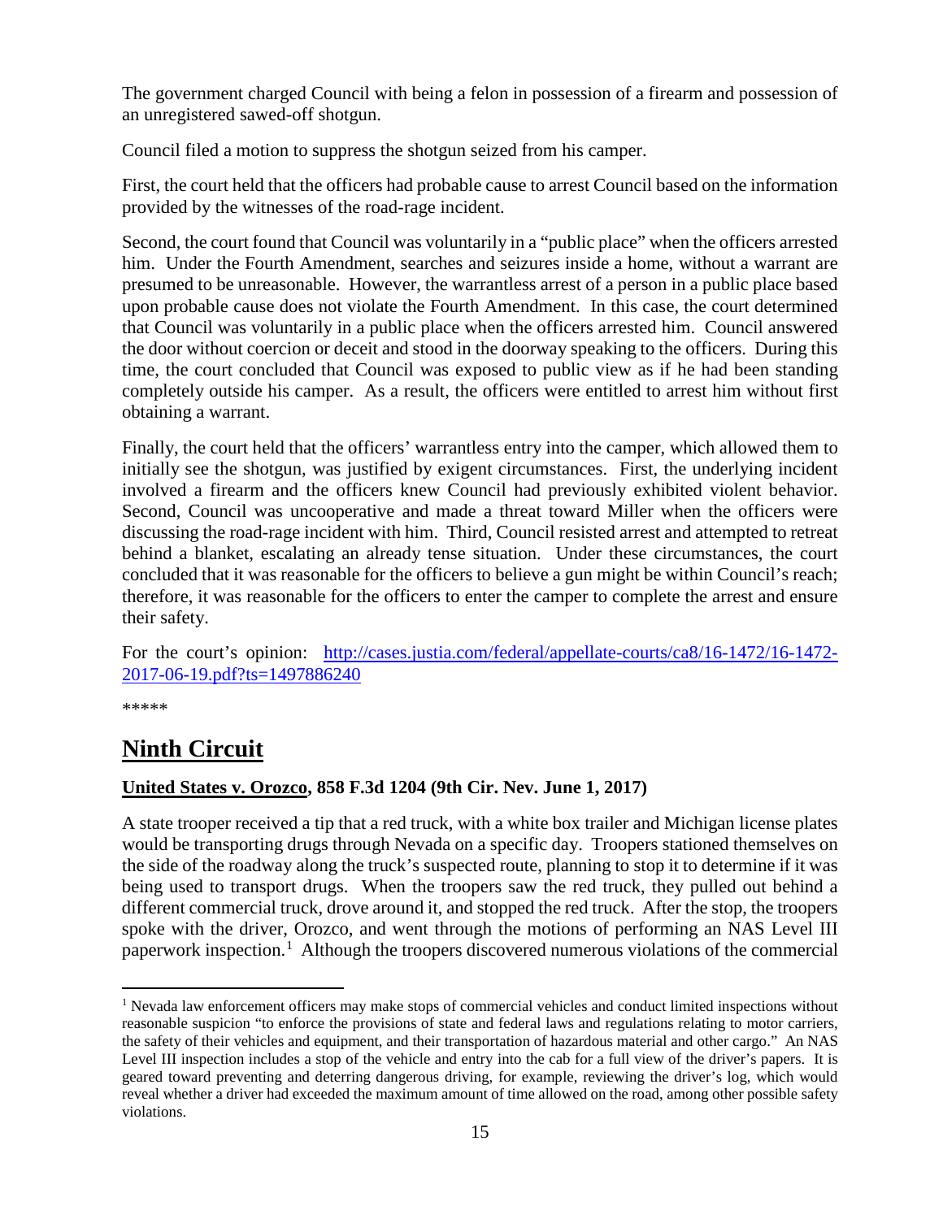The government charged Council with being a felon in possession of a firearm and possession of an unregistered sawed-off shotgun.

Council filed a motion to suppress the shotgun seized from his camper.

First, the court held that the officers had probable cause to arrest Council based on the information provided by the witnesses of the road-rage incident.

Second, the court found that Council was voluntarily in a "public place" when the officers arrested him. Under the Fourth Amendment, searches and seizures inside a home, without a warrant are presumed to be unreasonable. However, the warrantless arrest of a person in a public place based upon probable cause does not violate the Fourth Amendment. In this case, the court determined that Council was voluntarily in a public place when the officers arrested him. Council answered the door without coercion or deceit and stood in the doorway speaking to the officers. During this time, the court concluded that Council was exposed to public view as if he had been standing completely outside his camper. As a result, the officers were entitled to arrest him without first obtaining a warrant.

Finally, the court held that the officers' warrantless entry into the camper, which allowed them to initially see the shotgun, was justified by exigent circumstances. First, the underlying incident involved a firearm and the officers knew Council had previously exhibited violent behavior. Second, Council was uncooperative and made a threat toward Miller when the officers were discussing the road-rage incident with him. Third, Council resisted arrest and attempted to retreat behind a blanket, escalating an already tense situation. Under these circumstances, the court concluded that it was reasonable for the officers to believe a gun might be within Council's reach; therefore, it was reasonable for the officers to enter the camper to complete the arrest and ensure their safety.

For the court's opinion: [http://cases.justia.com/federal/appellate-courts/ca8/16-1472/16-1472-2017-06-19.pdf?ts=1497886240](http://cases.justia.com/federal/appellate-courts/ca8/16-1472/16-1472-2017-06-19.pdf?ts=1497886240)

*****

## Ninth Circuit

**United States v. Orozco, 858 F.3d 1204 (9th Cir. Nev. June 1, 2017)**

A state trooper received a tip that a red truck, with a white box trailer and Michigan license plates would be transporting drugs through Nevada on a specific day. Troopers stationed themselves on the side of the roadway along the truck's suspected route, planning to stop it to determine if it was being used to transport drugs. When the troopers saw the red truck, they pulled out behind a different commercial truck, drove around it, and stopped the red truck. After the stop, the troopers spoke with the driver, Orozco, and went through the motions of performing an NAS Level III paperwork inspection.[1] Although the troopers discovered numerous violations of the commercial

[1] Nevada law enforcement officers may make stops of commercial vehicles and conduct limited inspections without reasonable suspicion "to enforce the provisions of state and federal laws and regulations relating to motor carriers, the safety of their vehicles and equipment, and their transportation of hazardous material and other cargo." An NAS Level III inspection includes a stop of the vehicle and entry into the cab for a full view of the driver's papers. It is geared toward preventing and deterring dangerous driving, for example, reviewing the driver's log, which would reveal whether a driver had exceeded the maximum amount of time allowed on the road, among other possible safety violations.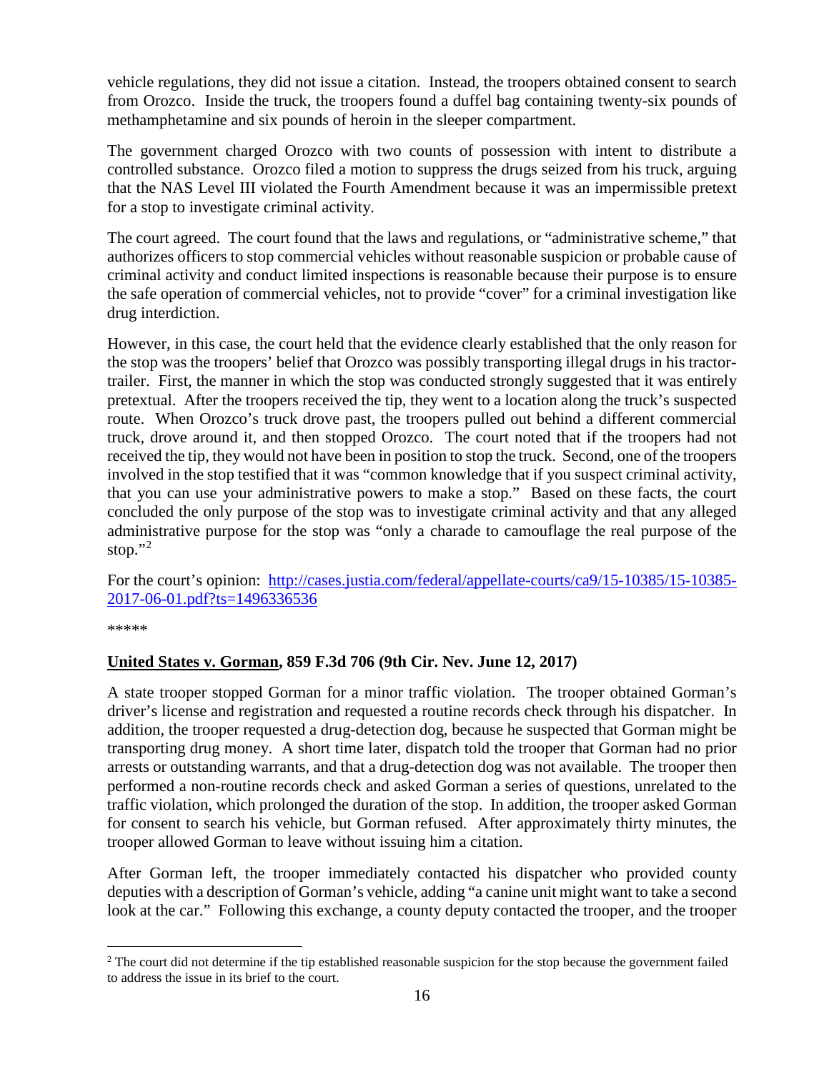vehicle regulations, they did not issue a citation. Instead, the troopers obtained consent to search from Orozco. Inside the truck, the troopers found a duffel bag containing twenty-six pounds of methamphetamine and six pounds of heroin in the sleeper compartment.

The government charged Orozco with two counts of possession with intent to distribute a controlled substance. Orozco filed a motion to suppress the drugs seized from his truck, arguing that the NAS Level III violated the Fourth Amendment because it was an impermissible pretext for a stop to investigate criminal activity.

The court agreed. The court found that the laws and regulations, or "administrative scheme," that authorizes officers to stop commercial vehicles without reasonable suspicion or probable cause of criminal activity and conduct limited inspections is reasonable because their purpose is to ensure the safe operation of commercial vehicles, not to provide "cover" for a criminal investigation like drug interdiction.

However, in this case, the court held that the evidence clearly established that the only reason for the stop was the troopers' belief that Orozco was possibly transporting illegal drugs in his tractor-trailer. First, the manner in which the stop was conducted strongly suggested that it was entirely pretextual. After the troopers received the tip, they went to a location along the truck's suspected route. When Orozco's truck drove past, the troopers pulled out behind a different commercial truck, drove around it, and then stopped Orozco. The court noted that if the troopers had not received the tip, they would not have been in position to stop the truck. Second, one of the troopers involved in the stop testified that it was "common knowledge that if you suspect criminal activity, that you can use your administrative powers to make a stop." Based on these facts, the court concluded the only purpose of the stop was to investigate criminal activity and that any alleged administrative purpose for the stop was "only a charade to camouflage the real purpose of the stop."[2]

For the court's opinion: [http://cases.justia.com/federal/appellate-courts/ca9/15-10385/15-10385-2017-06-01.pdf?ts=1496336536](http://cases.justia.com/federal/appellate-courts/ca9/15-10385/15-10385-2017-06-01.pdf?ts=1496336536)

*****

**United States v. Gorman, 859 F.3d 706 (9th Cir. Nev. June 12, 2017)**

A state trooper stopped Gorman for a minor traffic violation. The trooper obtained Gorman's driver's license and registration and requested a routine records check through his dispatcher. In addition, the trooper requested a drug-detection dog, because he suspected that Gorman might be transporting drug money. A short time later, dispatch told the trooper that Gorman had no prior arrests or outstanding warrants, and that a drug-detection dog was not available. The trooper then performed a non-routine records check and asked Gorman a series of questions, unrelated to the traffic violation, which prolonged the duration of the stop. In addition, the trooper asked Gorman for consent to search his vehicle, but Gorman refused. After approximately thirty minutes, the trooper allowed Gorman to leave without issuing him a citation.

After Gorman left, the trooper immediately contacted his dispatcher who provided county deputies with a description of Gorman's vehicle, adding "a canine unit might want to take a second look at the car." Following this exchange, a county deputy contacted the trooper, and the trooper

---

[2] The court did not determine if the tip established reasonable suspicion for the stop because the government failed to address the issue in its brief to the court.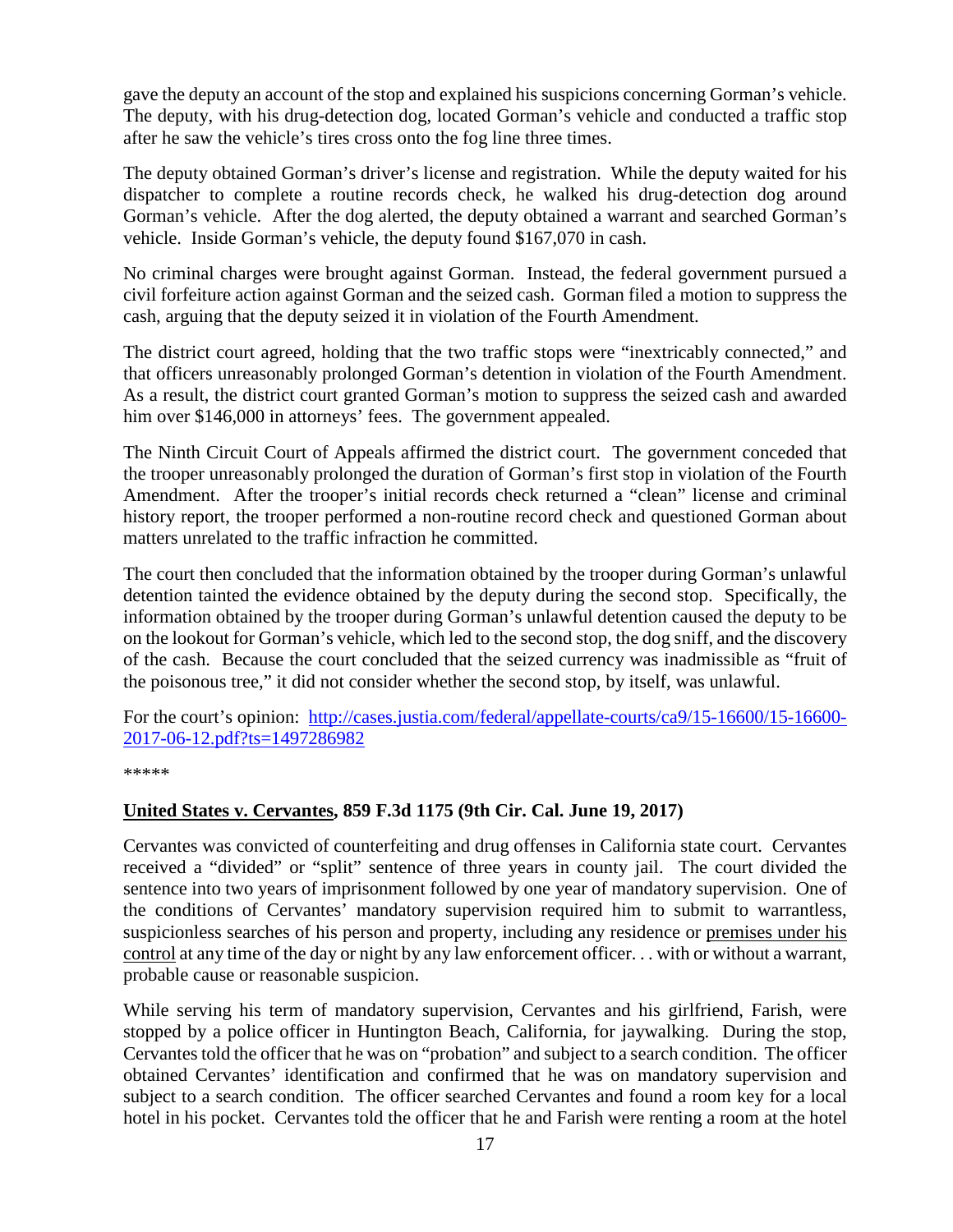gave the deputy an account of the stop and explained his suspicions concerning Gorman's vehicle. The deputy, with his drug-detection dog, located Gorman's vehicle and conducted a traffic stop after he saw the vehicle's tires cross onto the fog line three times.

The deputy obtained Gorman's driver's license and registration. While the deputy waited for his dispatcher to complete a routine records check, he walked his drug-detection dog around Gorman's vehicle. After the dog alerted, the deputy obtained a warrant and searched Gorman's vehicle. Inside Gorman's vehicle, the deputy found $167,070 in cash.

No criminal charges were brought against Gorman. Instead, the federal government pursued a civil forfeiture action against Gorman and the seized cash. Gorman filed a motion to suppress the cash, arguing that the deputy seized it in violation of the Fourth Amendment.

The district court agreed, holding that the two traffic stops were "inextricably connected," and that officers unreasonably prolonged Gorman's detention in violation of the Fourth Amendment. As a result, the district court granted Gorman's motion to suppress the seized cash and awarded him over $146,000 in attorneys' fees. The government appealed.

The Ninth Circuit Court of Appeals affirmed the district court. The government conceded that the trooper unreasonably prolonged the duration of Gorman's first stop in violation of the Fourth Amendment. After the trooper's initial records check returned a "clean" license and criminal history report, the trooper performed a non-routine record check and questioned Gorman about matters unrelated to the traffic infraction he committed.

The court then concluded that the information obtained by the trooper during Gorman's unlawful detention tainted the evidence obtained by the deputy during the second stop. Specifically, the information obtained by the trooper during Gorman's unlawful detention caused the deputy to be on the lookout for Gorman's vehicle, which led to the second stop, the dog sniff, and the discovery of the cash. Because the court concluded that the seized currency was inadmissible as "fruit of the poisonous tree," it did not consider whether the second stop, by itself, was unlawful.

For the court's opinion: [http://cases.justia.com/federal/appellate-courts/ca9/15-16600/15-16600-2017-06-12.pdf?ts=1497286982](http://cases.justia.com/federal/appellate-courts/ca9/15-16600/15-16600-2017-06-12.pdf?ts=1497286982)

*****

**United States v. Cervantes, 859 F.3d 1175 (9th Cir. Cal. June 19, 2017)**

Cervantes was convicted of counterfeiting and drug offenses in California state court. Cervantes received a "divided" or "split" sentence of three years in county jail. The court divided the sentence into two years of imprisonment followed by one year of mandatory supervision. One of the conditions of Cervantes' mandatory supervision required him to submit to warrantless, suspicionless searches of his person and property, including any residence or premises under his control at any time of the day or night by any law enforcement officer. . . with or without a warrant, probable cause or reasonable suspicion.

While serving his term of mandatory supervision, Cervantes and his girlfriend, Farish, were stopped by a police officer in Huntington Beach, California, for jaywalking. During the stop, Cervantes told the officer that he was on "probation" and subject to a search condition. The officer obtained Cervantes' identification and confirmed that he was on mandatory supervision and subject to a search condition. The officer searched Cervantes and found a room key for a local hotel in his pocket. Cervantes told the officer that he and Farish were renting a room at the hotel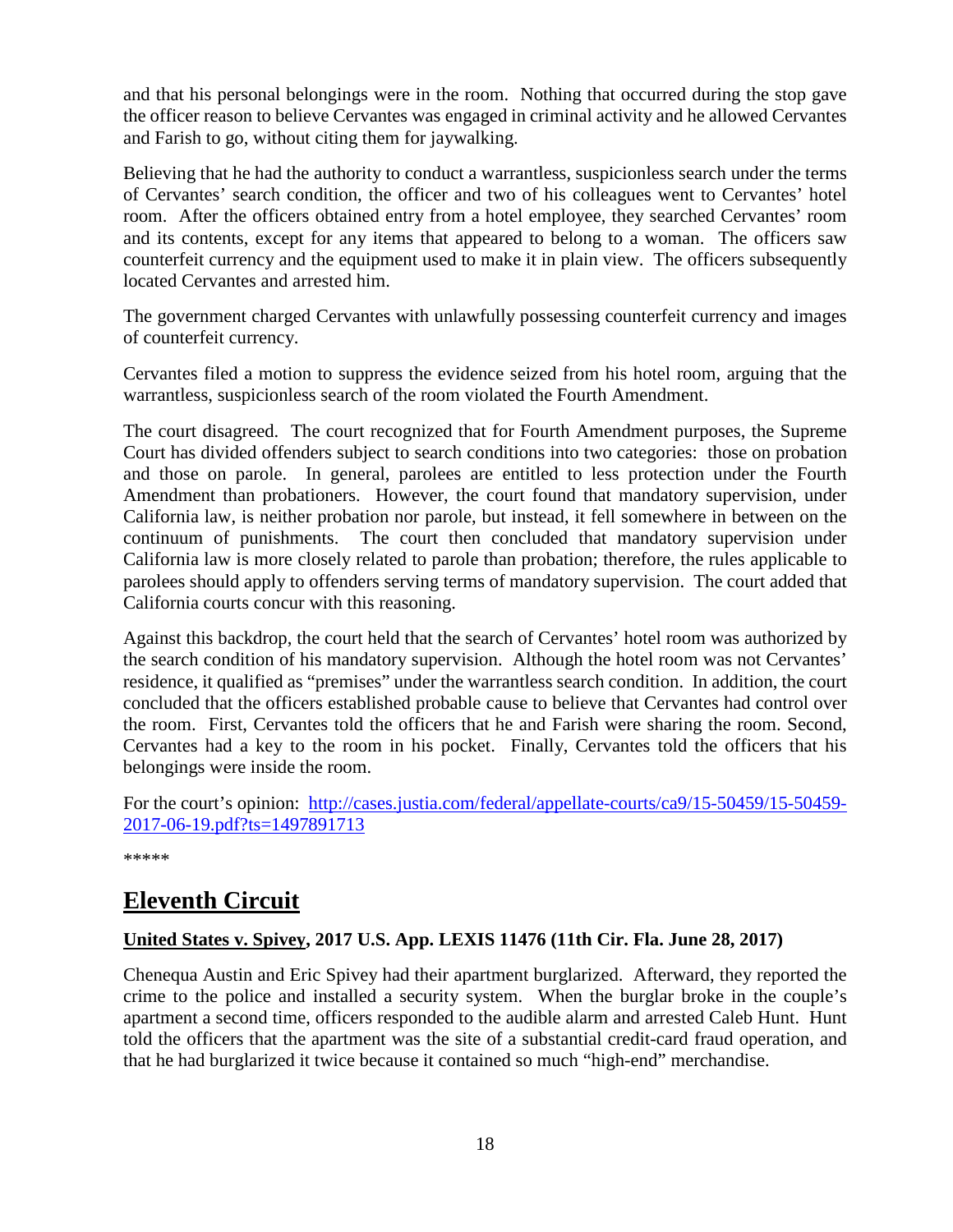and that his personal belongings were in the room. Nothing that occurred during the stop gave the officer reason to believe Cervantes was engaged in criminal activity and he allowed Cervantes and Farish to go, without citing them for jaywalking.

Believing that he had the authority to conduct a warrantless, suspicionless search under the terms of Cervantes' search condition, the officer and two of his colleagues went to Cervantes' hotel room. After the officers obtained entry from a hotel employee, they searched Cervantes' room and its contents, except for any items that appeared to belong to a woman. The officers saw counterfeit currency and the equipment used to make it in plain view. The officers subsequently located Cervantes and arrested him.

The government charged Cervantes with unlawfully possessing counterfeit currency and images of counterfeit currency.

Cervantes filed a motion to suppress the evidence seized from his hotel room, arguing that the warrantless, suspicionless search of the room violated the Fourth Amendment.

The court disagreed. The court recognized that for Fourth Amendment purposes, the Supreme Court has divided offenders subject to search conditions into two categories: those on probation and those on parole. In general, parolees are entitled to less protection under the Fourth Amendment than probationers. However, the court found that mandatory supervision, under California law, is neither probation nor parole, but instead, it fell somewhere in between on the continuum of punishments. The court then concluded that mandatory supervision under California law is more closely related to parole than probation; therefore, the rules applicable to parolees should apply to offenders serving terms of mandatory supervision. The court added that California courts concur with this reasoning.

Against this backdrop, the court held that the search of Cervantes' hotel room was authorized by the search condition of his mandatory supervision. Although the hotel room was not Cervantes' residence, it qualified as "premises" under the warrantless search condition. In addition, the court concluded that the officers established probable cause to believe that Cervantes had control over the room. First, Cervantes told the officers that he and Farish were sharing the room. Second, Cervantes had a key to the room in his pocket. Finally, Cervantes told the officers that his belongings were inside the room.

For the court's opinion: [http://cases.justia.com/federal/appellate-courts/ca9/15-50459/15-50459-2017-06-19.pdf?ts=1497891713](http://cases.justia.com/federal/appellate-courts/ca9/15-50459/15-50459-2017-06-19.pdf?ts=1497891713)

*****

## Eleventh Circuit

### United States v. Spivey, 2017 U.S. App. LEXIS 11476 (11th Cir. Fla. June 28, 2017)

Chenequa Austin and Eric Spivey had their apartment burglarized. Afterward, they reported the crime to the police and installed a security system. When the burglar broke in the couple's apartment a second time, officers responded to the audible alarm and arrested Caleb Hunt. Hunt told the officers that the apartment was the site of a substantial credit-card fraud operation, and that he had burglarized it twice because it contained so much "high-end" merchandise.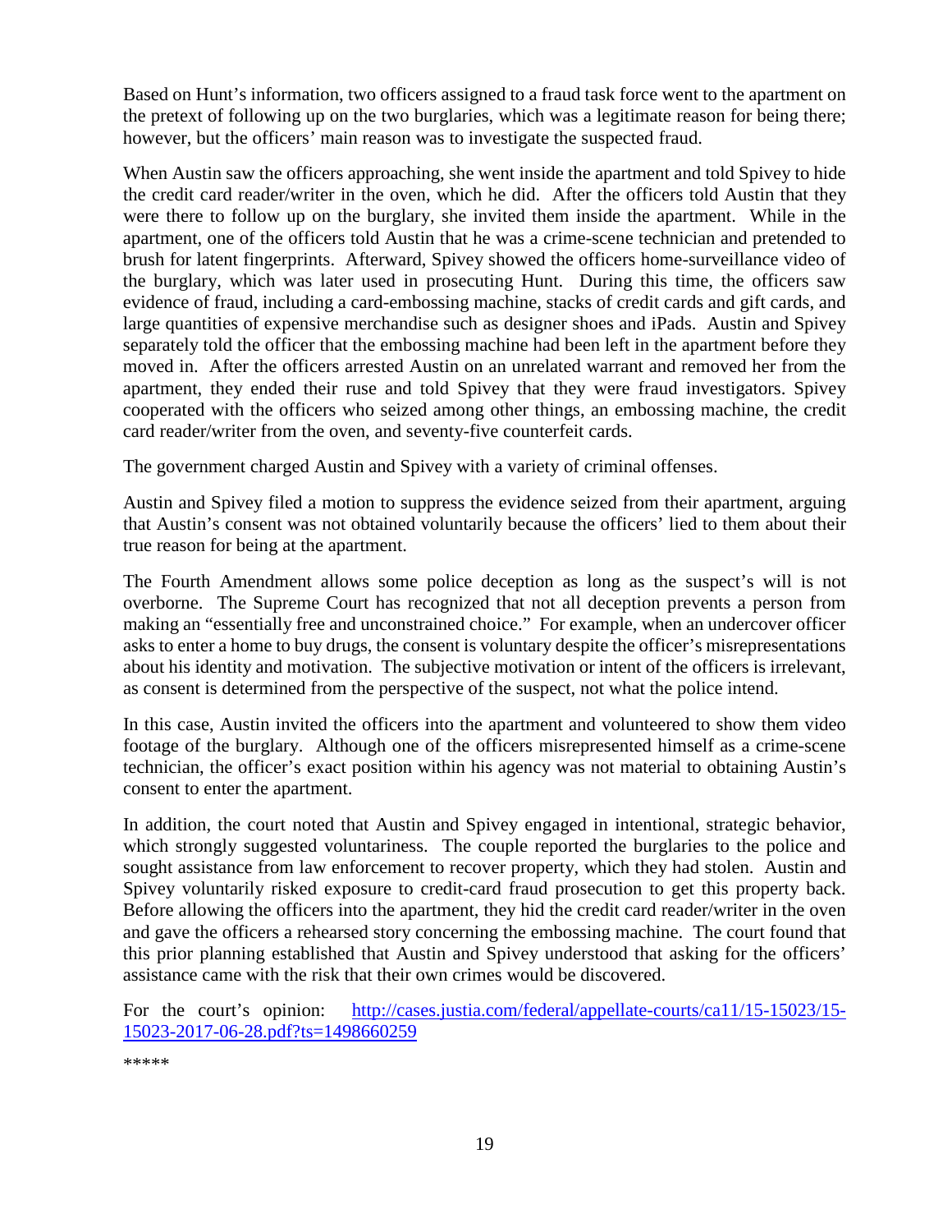Based on Hunt's information, two officers assigned to a fraud task force went to the apartment on the pretext of following up on the two burglaries, which was a legitimate reason for being there; however, but the officers' main reason was to investigate the suspected fraud.

When Austin saw the officers approaching, she went inside the apartment and told Spivey to hide the credit card reader/writer in the oven, which he did. After the officers told Austin that they were there to follow up on the burglary, she invited them inside the apartment. While in the apartment, one of the officers told Austin that he was a crime-scene technician and pretended to brush for latent fingerprints. Afterward, Spivey showed the officers home-surveillance video of the burglary, which was later used in prosecuting Hunt. During this time, the officers saw evidence of fraud, including a card-embossing machine, stacks of credit cards and gift cards, and large quantities of expensive merchandise such as designer shoes and iPads. Austin and Spivey separately told the officer that the embossing machine had been left in the apartment before they moved in. After the officers arrested Austin on an unrelated warrant and removed her from the apartment, they ended their ruse and told Spivey that they were fraud investigators. Spivey cooperated with the officers who seized among other things, an embossing machine, the credit card reader/writer from the oven, and seventy-five counterfeit cards.

The government charged Austin and Spivey with a variety of criminal offenses.

Austin and Spivey filed a motion to suppress the evidence seized from their apartment, arguing that Austin's consent was not obtained voluntarily because the officers' lied to them about their true reason for being at the apartment.

The Fourth Amendment allows some police deception as long as the suspect's will is not overborne. The Supreme Court has recognized that not all deception prevents a person from making an "essentially free and unconstrained choice." For example, when an undercover officer asks to enter a home to buy drugs, the consent is voluntary despite the officer's misrepresentations about his identity and motivation. The subjective motivation or intent of the officers is irrelevant, as consent is determined from the perspective of the suspect, not what the police intend.

In this case, Austin invited the officers into the apartment and volunteered to show them video footage of the burglary. Although one of the officers misrepresented himself as a crime-scene technician, the officer's exact position within his agency was not material to obtaining Austin's consent to enter the apartment.

In addition, the court noted that Austin and Spivey engaged in intentional, strategic behavior, which strongly suggested voluntariness. The couple reported the burglaries to the police and sought assistance from law enforcement to recover property, which they had stolen. Austin and Spivey voluntarily risked exposure to credit-card fraud prosecution to get this property back. Before allowing the officers into the apartment, they hid the credit card reader/writer in the oven and gave the officers a rehearsed story concerning the embossing machine. The court found that this prior planning established that Austin and Spivey understood that asking for the officers' assistance came with the risk that their own crimes would be discovered.

For the court's opinion: [http://cases.justia.com/federal/appellate-courts/ca11/15-15023/15-15023-2017-06-28.pdf?ts=1498660259](http://cases.justia.com/federal/appellate-courts/ca11/15-15023/15-15023-2017-06-28.pdf?ts=1498660259)

*****